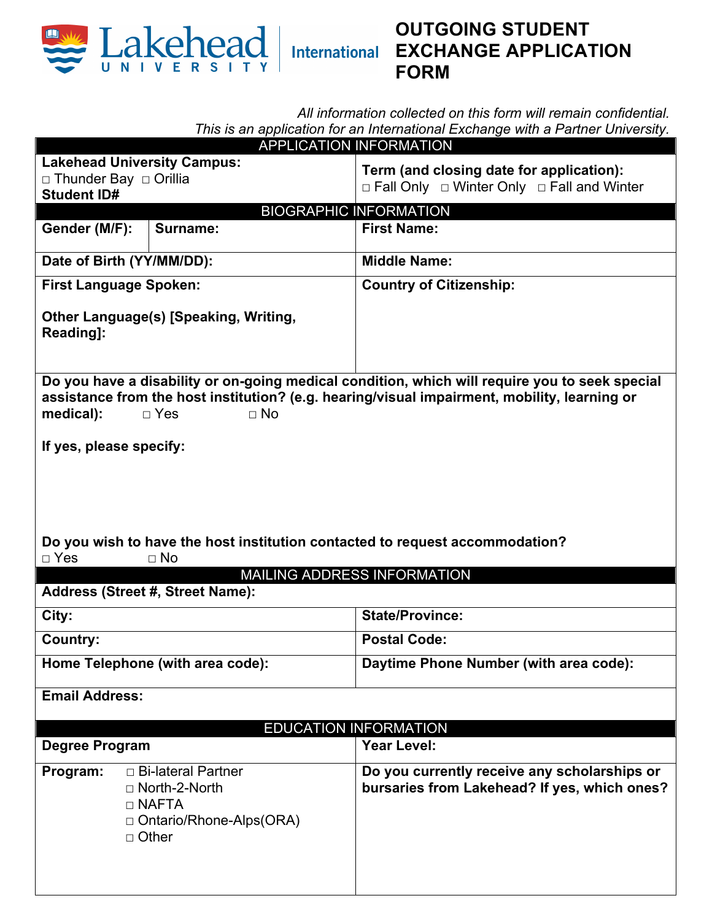# OUTGOING STUDENT EXCHANGE APPLICATION FORM

*All information collected on this form will remain confidential.*
*This is an application for an International Exchange with a Partner University.*

## APPLICATION INFORMATION

| **Lakehead University Campus:** ☐ Thunder Bay ☐ Orillia **Student ID#** | **Term (and closing date for application):** ☐ Fall Only ☐ Winter Only ☐ Fall and Winter |
|---|---|

## BIOGRAPHIC INFORMATION

| **Gender (M/F):** | **Surname:** | **First Name:** |
|---|---|---|
| **Date of Birth (YY/MM/DD):** | | **Middle Name:** |
| **First Language Spoken:** **Other Language(s) [Speaking, Writing, Reading]:** | | **Country of Citizenship:** |

**Do you have a disability or on-going medical condition, which will require you to seek special assistance from the host institution? (e.g. hearing/visual impairment, mobility, learning or medical):** ☐ Yes ☐ No

**If yes, please specify:**

**Do you wish to have the host institution contacted to request accommodation?**
☐ Yes ☐ No

## MAILING ADDRESS INFORMATION

| **Address (Street #, Street Name):** | |
|---|---|
| **City:** | **State/Province:** |
| **Country:** | **Postal Code:** |
| **Home Telephone (with area code):** | **Daytime Phone Number (with area code):** |
| **Email Address:** | |

## EDUCATION INFORMATION

| **Degree Program** | **Year Level:** |
|---|---|
| **Program:** ☐ Bi-lateral Partner ☐ North-2-North ☐ NAFTA ☐ Ontario/Rhone-Alps(ORA) ☐ Other | **Do you currently receive any scholarships or bursaries from Lakehead? If yes, which ones?** |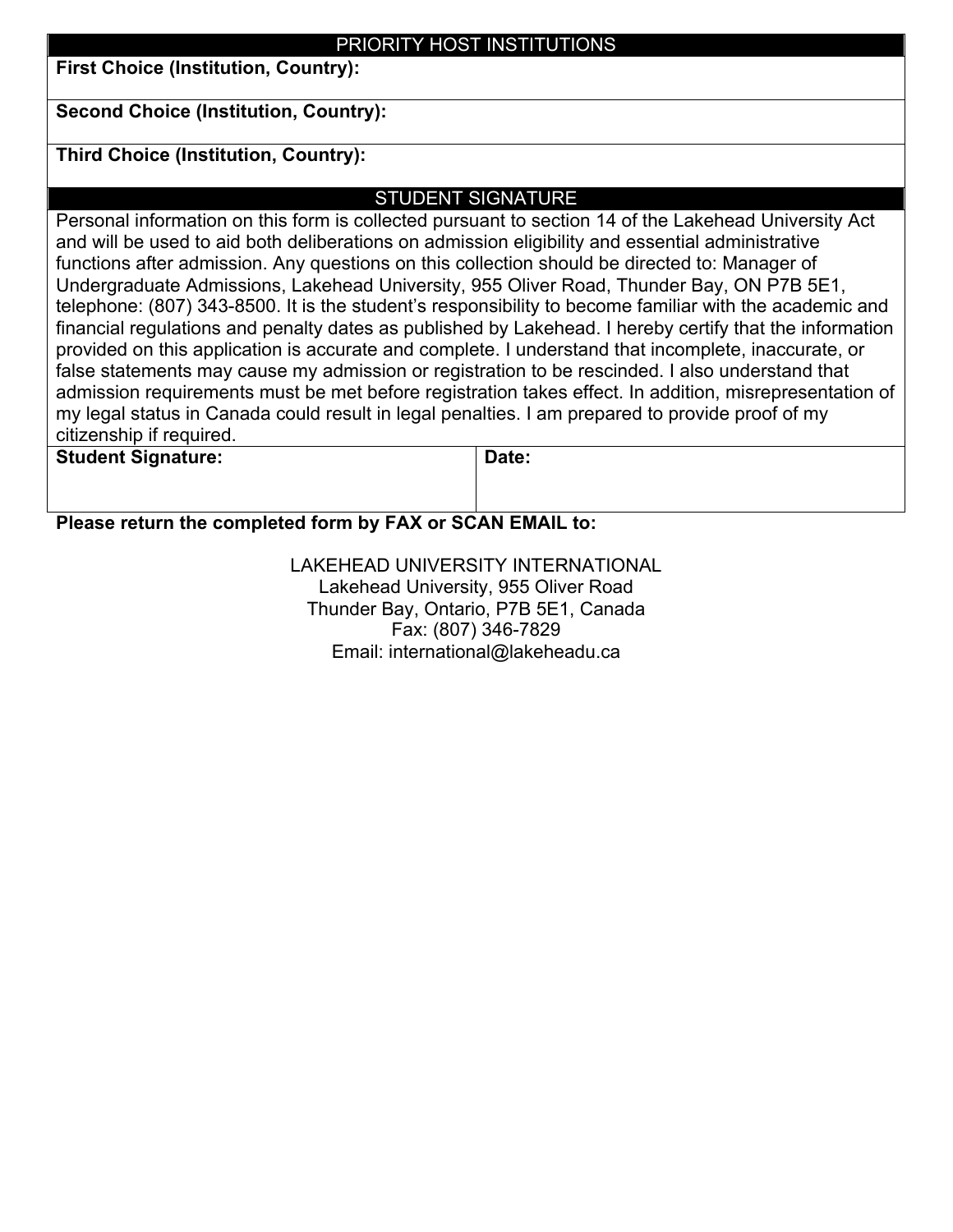## PRIORITY HOST INSTITUTIONS

**First Choice (Institution, Country):**

**Second Choice (Institution, Country):**

**Third Choice (Institution, Country):**

## STUDENT SIGNATURE

Personal information on this form is collected pursuant to section 14 of the Lakehead University Act and will be used to aid both deliberations on admission eligibility and essential administrative functions after admission. Any questions on this collection should be directed to: Manager of Undergraduate Admissions, Lakehead University, 955 Oliver Road, Thunder Bay, ON P7B 5E1, telephone: (807) 343-8500. It is the student's responsibility to become familiar with the academic and financial regulations and penalty dates as published by Lakehead. I hereby certify that the information provided on this application is accurate and complete. I understand that incomplete, inaccurate, or false statements may cause my admission or registration to be rescinded. I also understand that admission requirements must be met before registration takes effect. In addition, misrepresentation of my legal status in Canada could result in legal penalties. I am prepared to provide proof of my citizenship if required.

| **Student Signature:** | **Date:** |
|---|---|
| | |

**Please return the completed form by FAX or SCAN EMAIL to:**

LAKEHEAD UNIVERSITY INTERNATIONAL
Lakehead University, 955 Oliver Road
Thunder Bay, Ontario, P7B 5E1, Canada
Fax: (807) 346-7829
Email: international@lakeheadu.ca